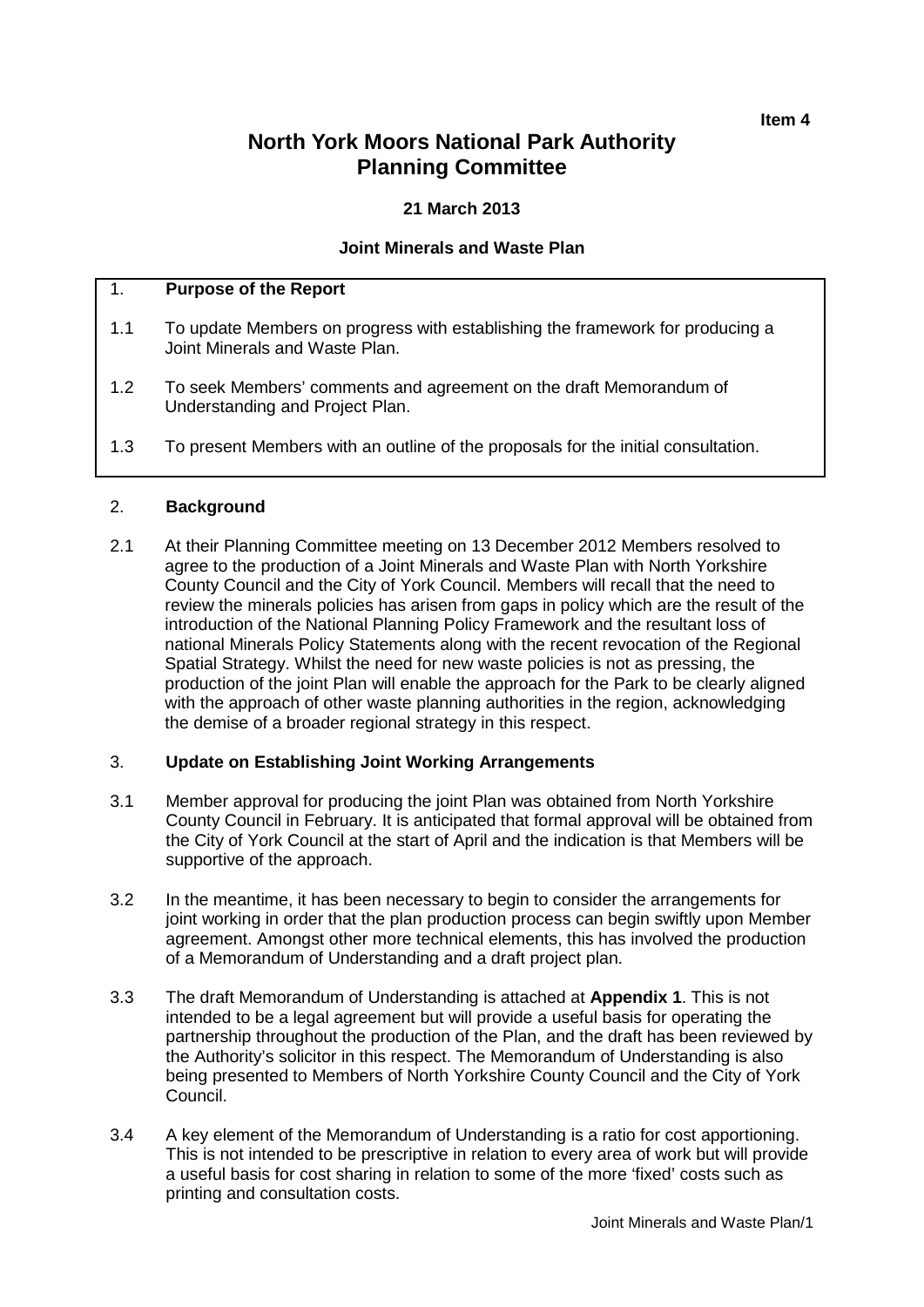**Item 4**

# North York Moors National Park Authority Planning Committee

**21 March 2013**

**Joint Minerals and Waste Plan**

## 1. Purpose of the Report

1.1 To update Members on progress with establishing the framework for producing a Joint Minerals and Waste Plan.

1.2 To seek Members' comments and agreement on the draft Memorandum of Understanding and Project Plan.

1.3 To present Members with an outline of the proposals for the initial consultation.

## 2. Background

2.1 At their Planning Committee meeting on 13 December 2012 Members resolved to agree to the production of a Joint Minerals and Waste Plan with North Yorkshire County Council and the City of York Council. Members will recall that the need to review the minerals policies has arisen from gaps in policy which are the result of the introduction of the National Planning Policy Framework and the resultant loss of national Minerals Policy Statements along with the recent revocation of the Regional Spatial Strategy. Whilst the need for new waste policies is not as pressing, the production of the joint Plan will enable the approach for the Park to be clearly aligned with the approach of other waste planning authorities in the region, acknowledging the demise of a broader regional strategy in this respect.

## 3. Update on Establishing Joint Working Arrangements

3.1 Member approval for producing the joint Plan was obtained from North Yorkshire County Council in February. It is anticipated that formal approval will be obtained from the City of York Council at the start of April and the indication is that Members will be supportive of the approach.

3.2 In the meantime, it has been necessary to begin to consider the arrangements for joint working in order that the plan production process can begin swiftly upon Member agreement. Amongst other more technical elements, this has involved the production of a Memorandum of Understanding and a draft project plan.

3.3 The draft Memorandum of Understanding is attached at **Appendix 1**. This is not intended to be a legal agreement but will provide a useful basis for operating the partnership throughout the production of the Plan, and the draft has been reviewed by the Authority's solicitor in this respect. The Memorandum of Understanding is also being presented to Members of North Yorkshire County Council and the City of York Council.

3.4 A key element of the Memorandum of Understanding is a ratio for cost apportioning. This is not intended to be prescriptive in relation to every area of work but will provide a useful basis for cost sharing in relation to some of the more 'fixed' costs such as printing and consultation costs.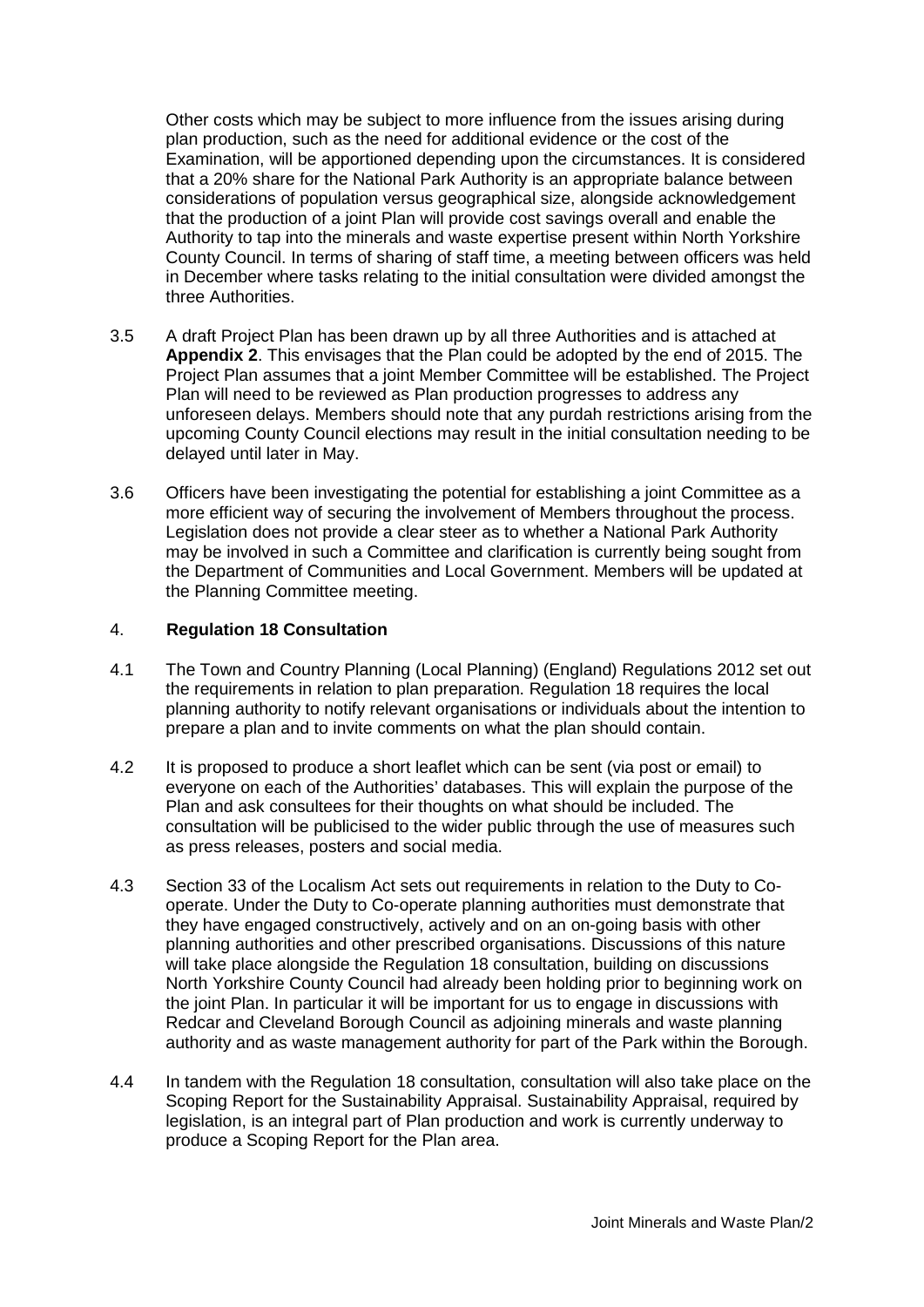Other costs which may be subject to more influence from the issues arising during plan production, such as the need for additional evidence or the cost of the Examination, will be apportioned depending upon the circumstances. It is considered that a 20% share for the National Park Authority is an appropriate balance between considerations of population versus geographical size, alongside acknowledgement that the production of a joint Plan will provide cost savings overall and enable the Authority to tap into the minerals and waste expertise present within North Yorkshire County Council. In terms of sharing of staff time, a meeting between officers was held in December where tasks relating to the initial consultation were divided amongst the three Authorities.

3.5 A draft Project Plan has been drawn up by all three Authorities and is attached at **Appendix 2**. This envisages that the Plan could be adopted by the end of 2015. The Project Plan assumes that a joint Member Committee will be established. The Project Plan will need to be reviewed as Plan production progresses to address any unforeseen delays. Members should note that any purdah restrictions arising from the upcoming County Council elections may result in the initial consultation needing to be delayed until later in May.

3.6 Officers have been investigating the potential for establishing a joint Committee as a more efficient way of securing the involvement of Members throughout the process. Legislation does not provide a clear steer as to whether a National Park Authority may be involved in such a Committee and clarification is currently being sought from the Department of Communities and Local Government. Members will be updated at the Planning Committee meeting.

## 4. Regulation 18 Consultation

4.1 The Town and Country Planning (Local Planning) (England) Regulations 2012 set out the requirements in relation to plan preparation. Regulation 18 requires the local planning authority to notify relevant organisations or individuals about the intention to prepare a plan and to invite comments on what the plan should contain.

4.2 It is proposed to produce a short leaflet which can be sent (via post or email) to everyone on each of the Authorities' databases. This will explain the purpose of the Plan and ask consultees for their thoughts on what should be included. The consultation will be publicised to the wider public through the use of measures such as press releases, posters and social media.

4.3 Section 33 of the Localism Act sets out requirements in relation to the Duty to Co-operate. Under the Duty to Co-operate planning authorities must demonstrate that they have engaged constructively, actively and on an on-going basis with other planning authorities and other prescribed organisations. Discussions of this nature will take place alongside the Regulation 18 consultation, building on discussions North Yorkshire County Council had already been holding prior to beginning work on the joint Plan. In particular it will be important for us to engage in discussions with Redcar and Cleveland Borough Council as adjoining minerals and waste planning authority and as waste management authority for part of the Park within the Borough.

4.4 In tandem with the Regulation 18 consultation, consultation will also take place on the Scoping Report for the Sustainability Appraisal. Sustainability Appraisal, required by legislation, is an integral part of Plan production and work is currently underway to produce a Scoping Report for the Plan area.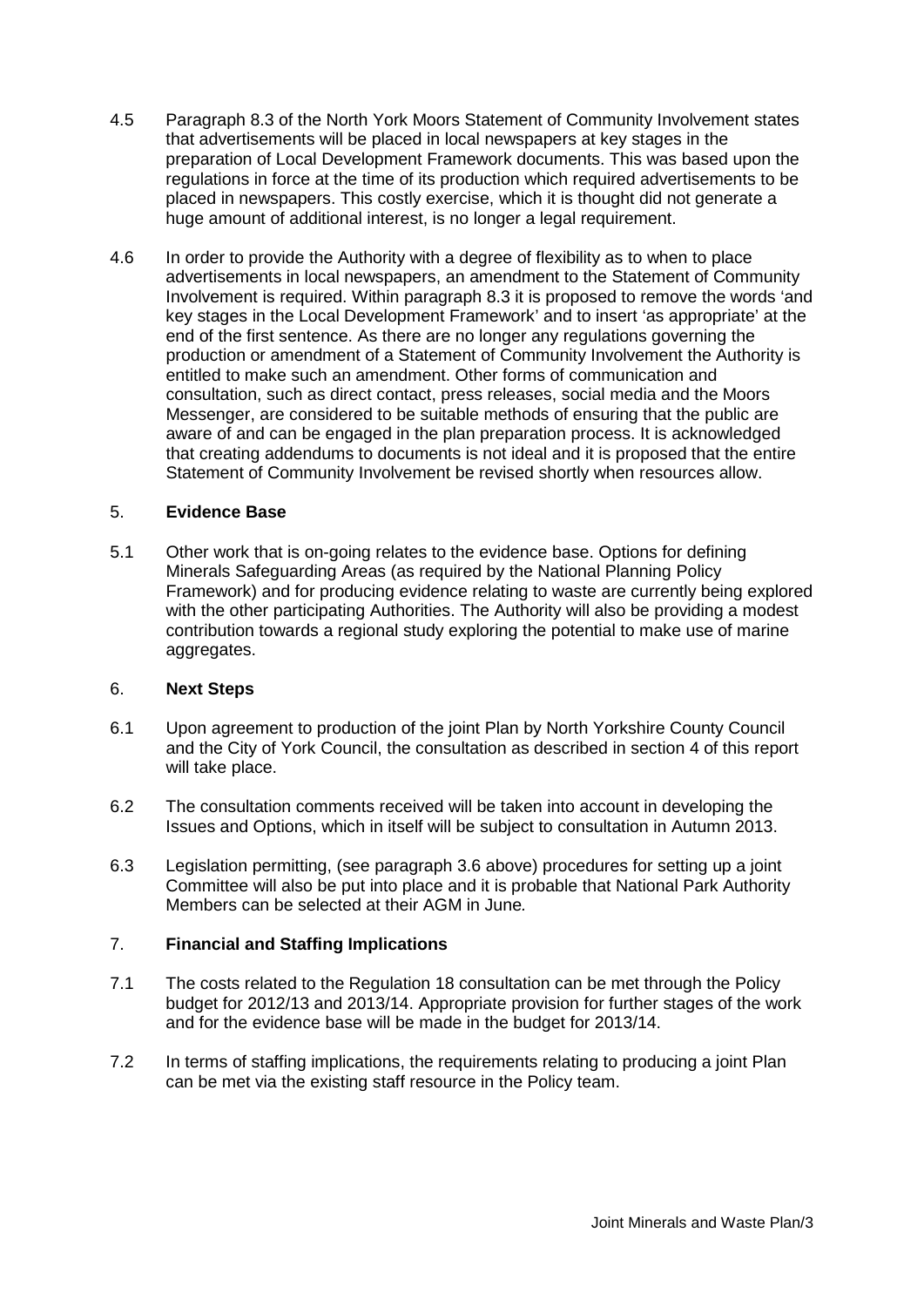4.5 Paragraph 8.3 of the North York Moors Statement of Community Involvement states that advertisements will be placed in local newspapers at key stages in the preparation of Local Development Framework documents. This was based upon the regulations in force at the time of its production which required advertisements to be placed in newspapers. This costly exercise, which it is thought did not generate a huge amount of additional interest, is no longer a legal requirement.

4.6 In order to provide the Authority with a degree of flexibility as to when to place advertisements in local newspapers, an amendment to the Statement of Community Involvement is required. Within paragraph 8.3 it is proposed to remove the words 'and key stages in the Local Development Framework' and to insert 'as appropriate' at the end of the first sentence. As there are no longer any regulations governing the production or amendment of a Statement of Community Involvement the Authority is entitled to make such an amendment. Other forms of communication and consultation, such as direct contact, press releases, social media and the Moors Messenger, are considered to be suitable methods of ensuring that the public are aware of and can be engaged in the plan preparation process. It is acknowledged that creating addendums to documents is not ideal and it is proposed that the entire Statement of Community Involvement be revised shortly when resources allow.

## 5. Evidence Base

5.1 Other work that is on-going relates to the evidence base. Options for defining Minerals Safeguarding Areas (as required by the National Planning Policy Framework) and for producing evidence relating to waste are currently being explored with the other participating Authorities. The Authority will also be providing a modest contribution towards a regional study exploring the potential to make use of marine aggregates.

## 6. Next Steps

6.1 Upon agreement to production of the joint Plan by North Yorkshire County Council and the City of York Council, the consultation as described in section 4 of this report will take place.

6.2 The consultation comments received will be taken into account in developing the Issues and Options, which in itself will be subject to consultation in Autumn 2013.

6.3 Legislation permitting, (see paragraph 3.6 above) procedures for setting up a joint Committee will also be put into place and it is probable that National Park Authority Members can be selected at their AGM in June*.*

## 7. Financial and Staffing Implications

7.1 The costs related to the Regulation 18 consultation can be met through the Policy budget for 2012/13 and 2013/14. Appropriate provision for further stages of the work and for the evidence base will be made in the budget for 2013/14.

7.2 In terms of staffing implications, the requirements relating to producing a joint Plan can be met via the existing staff resource in the Policy team.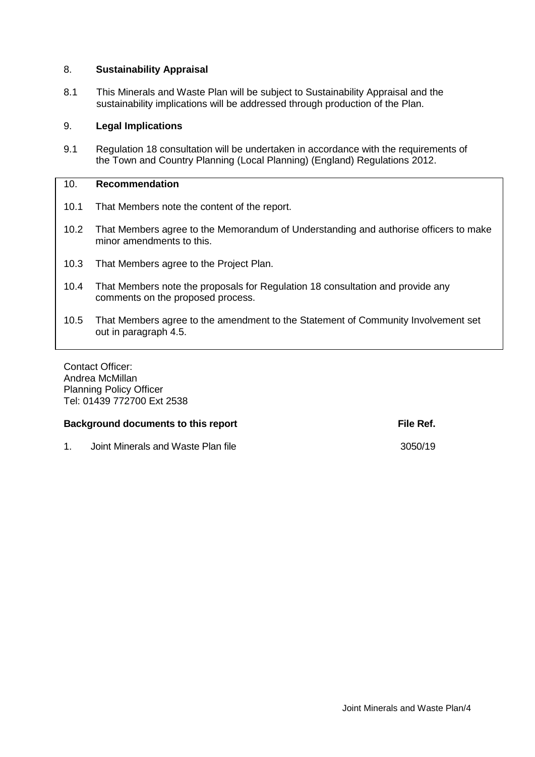## 8. **Sustainability Appraisal**

8.1 This Minerals and Waste Plan will be subject to Sustainability Appraisal and the sustainability implications will be addressed through production of the Plan.

## 9. **Legal Implications**

9.1 Regulation 18 consultation will be undertaken in accordance with the requirements of the Town and Country Planning (Local Planning) (England) Regulations 2012.

## 10. **Recommendation**

10.1 That Members note the content of the report.

10.2 That Members agree to the Memorandum of Understanding and authorise officers to make minor amendments to this.

10.3 That Members agree to the Project Plan.

10.4 That Members note the proposals for Regulation 18 consultation and provide any comments on the proposed process.

10.5 That Members agree to the amendment to the Statement of Community Involvement set out in paragraph 4.5.

Contact Officer:
Andrea McMillan
Planning Policy Officer
Tel: 01439 772700 Ext 2538

| **Background documents to this report** | **File Ref.** |
| --- | --- |
| 1. Joint Minerals and Waste Plan file | 3050/19 |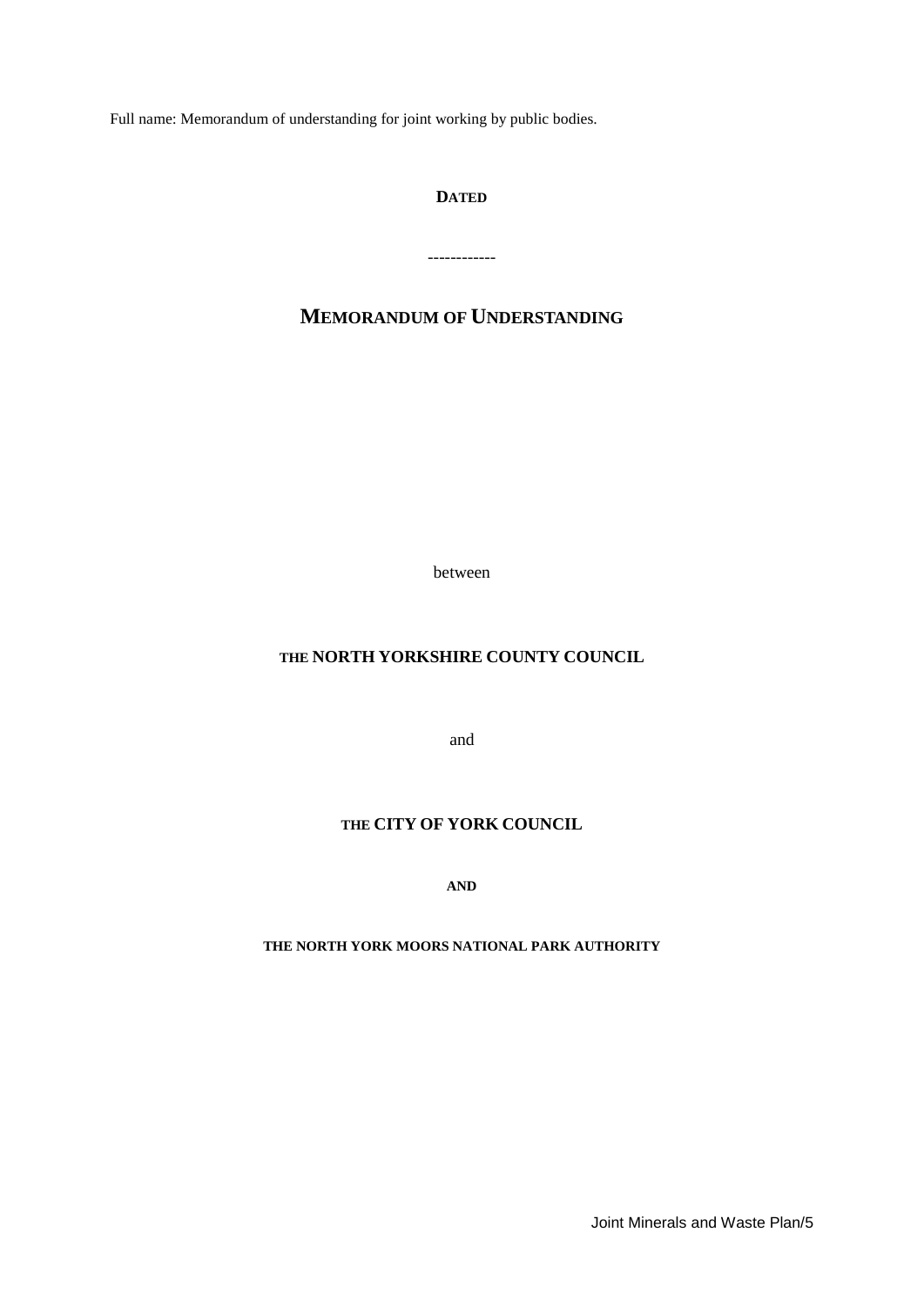Full name: Memorandum of understanding for joint working by public bodies.

**DATED**

------------

# MEMORANDUM OF UNDERSTANDING

between

**THE NORTH YORKSHIRE COUNTY COUNCIL**

and

**THE CITY OF YORK COUNCIL**

**AND**

**THE NORTH YORK MOORS NATIONAL PARK AUTHORITY**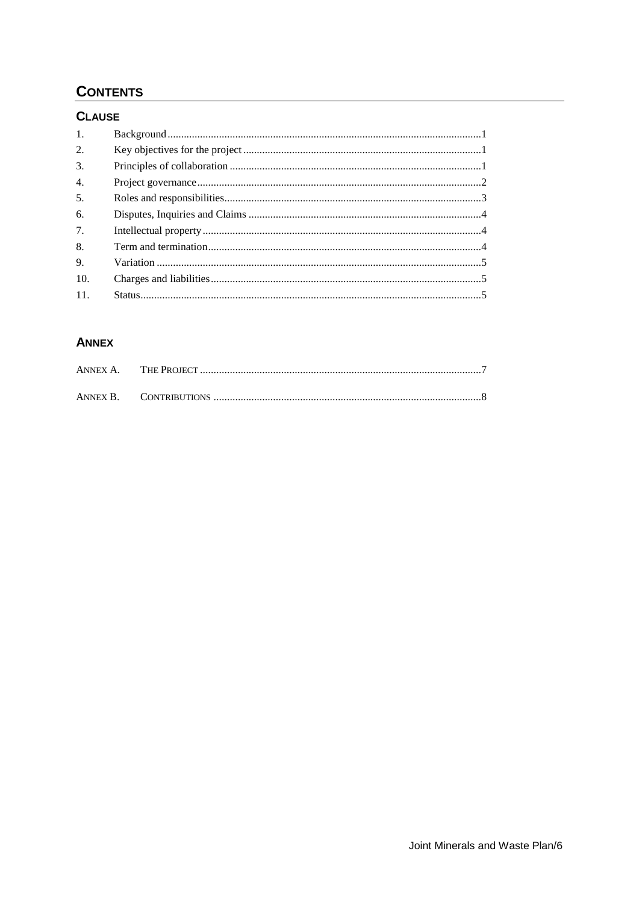# CONTENTS

## CLAUSE

| | | |
|---|---|---|
| 1. | Background | 1 |
| 2. | Key objectives for the project | 1 |
| 3. | Principles of collaboration | 1 |
| 4. | Project governance | 2 |
| 5. | Roles and responsibilities | 3 |
| 6. | Disputes, Inquiries and Claims | 4 |
| 7. | Intellectual property | 4 |
| 8. | Term and termination | 4 |
| 9. | Variation | 5 |
| 10. | Charges and liabilities | 5 |
| 11. | Status | 5 |

## ANNEX

| | | |
|---|---|---|
| ANNEX A. | THE PROJECT | 7 |
| ANNEX B. | CONTRIBUTIONS | 8 |

Joint Minerals and Waste Plan/6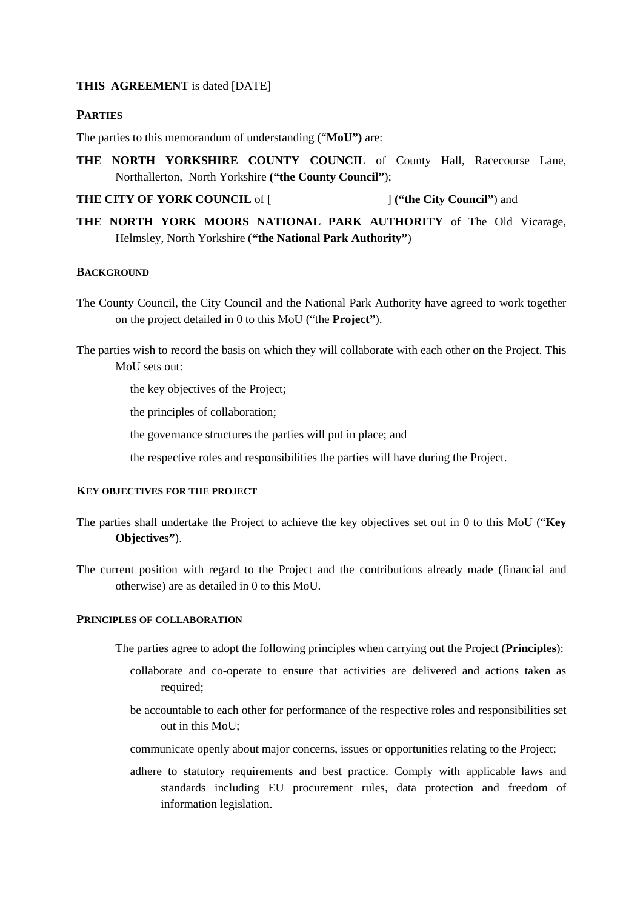**THIS AGREEMENT** is dated [DATE]

**PARTIES**

The parties to this memorandum of understanding ("**MoU")** are:

**THE NORTH YORKSHIRE COUNTY COUNCIL** of County Hall, Racecourse Lane, Northallerton, North Yorkshire **("the County Council"**);

**THE CITY OF YORK COUNCIL** of [ ] **("the City Council"**) and

**THE NORTH YORK MOORS NATIONAL PARK AUTHORITY** of The Old Vicarage, Helmsley, North Yorkshire (**"the National Park Authority"**)

**BACKGROUND**

The County Council, the City Council and the National Park Authority have agreed to work together on the project detailed in 0 to this MoU ("the **Project"**).

The parties wish to record the basis on which they will collaborate with each other on the Project. This MoU sets out:

- the key objectives of the Project;
- the principles of collaboration;
- the governance structures the parties will put in place; and
- the respective roles and responsibilities the parties will have during the Project.

**KEY OBJECTIVES FOR THE PROJECT**

The parties shall undertake the Project to achieve the key objectives set out in 0 to this MoU ("**Key Objectives"**).

The current position with regard to the Project and the contributions already made (financial and otherwise) are as detailed in 0 to this MoU.

**PRINCIPLES OF COLLABORATION**

The parties agree to adopt the following principles when carrying out the Project (**Principles**):

- collaborate and co-operate to ensure that activities are delivered and actions taken as required;
- be accountable to each other for performance of the respective roles and responsibilities set out in this MoU;
- communicate openly about major concerns, issues or opportunities relating to the Project;
- adhere to statutory requirements and best practice. Comply with applicable laws and standards including EU procurement rules, data protection and freedom of information legislation.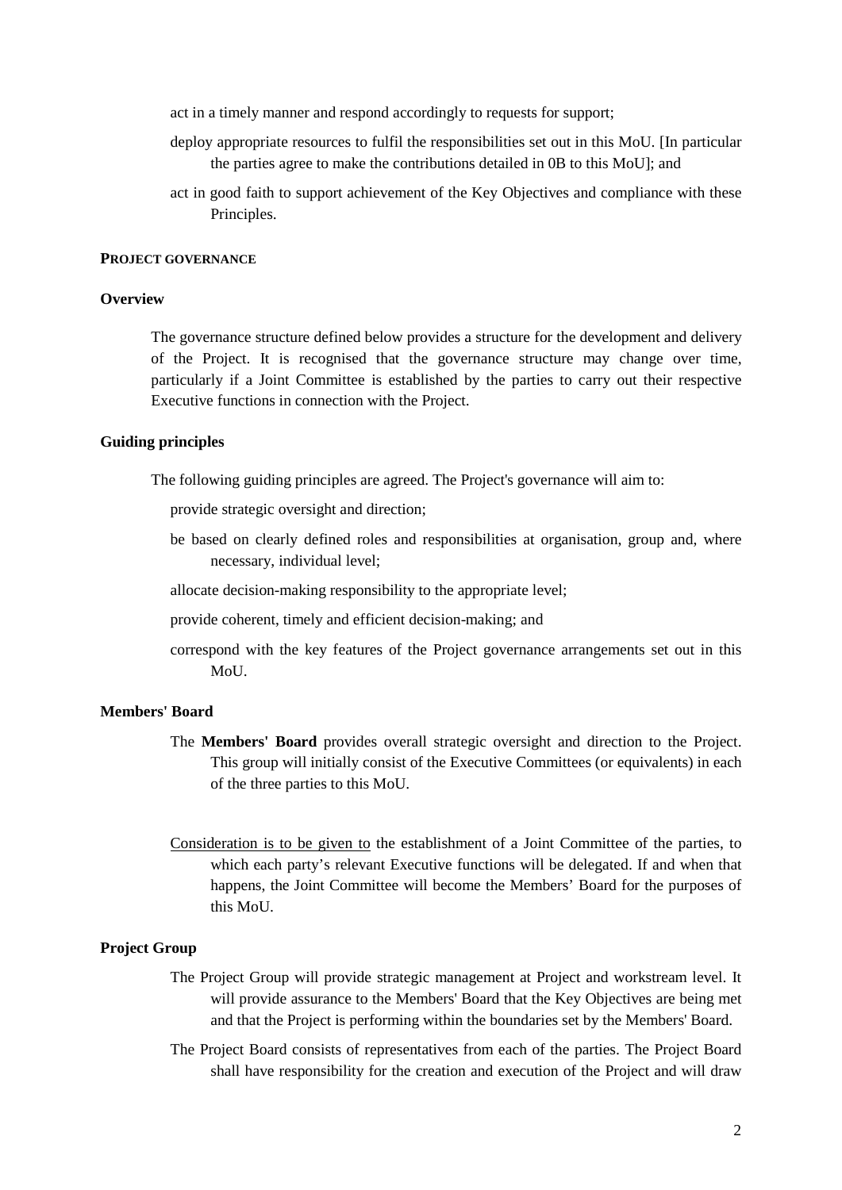act in a timely manner and respond accordingly to requests for support;

deploy appropriate resources to fulfil the responsibilities set out in this MoU. [In particular the parties agree to make the contributions detailed in 0B to this MoU]; and

act in good faith to support achievement of the Key Objectives and compliance with these Principles.

## PROJECT GOVERNANCE

### Overview

The governance structure defined below provides a structure for the development and delivery of the Project. It is recognised that the governance structure may change over time, particularly if a Joint Committee is established by the parties to carry out their respective Executive functions in connection with the Project.

### Guiding principles

The following guiding principles are agreed. The Project's governance will aim to:

provide strategic oversight and direction;

be based on clearly defined roles and responsibilities at organisation, group and, where necessary, individual level;

allocate decision-making responsibility to the appropriate level;

provide coherent, timely and efficient decision-making; and

correspond with the key features of the Project governance arrangements set out in this MoU.

### Members' Board

The **Members' Board** provides overall strategic oversight and direction to the Project. This group will initially consist of the Executive Committees (or equivalents) in each of the three parties to this MoU.

<u>Consideration is to be given to</u> the establishment of a Joint Committee of the parties, to which each party's relevant Executive functions will be delegated. If and when that happens, the Joint Committee will become the Members' Board for the purposes of this MoU.

### Project Group

The Project Group will provide strategic management at Project and workstream level. It will provide assurance to the Members' Board that the Key Objectives are being met and that the Project is performing within the boundaries set by the Members' Board.

The Project Board consists of representatives from each of the parties. The Project Board shall have responsibility for the creation and execution of the Project and will draw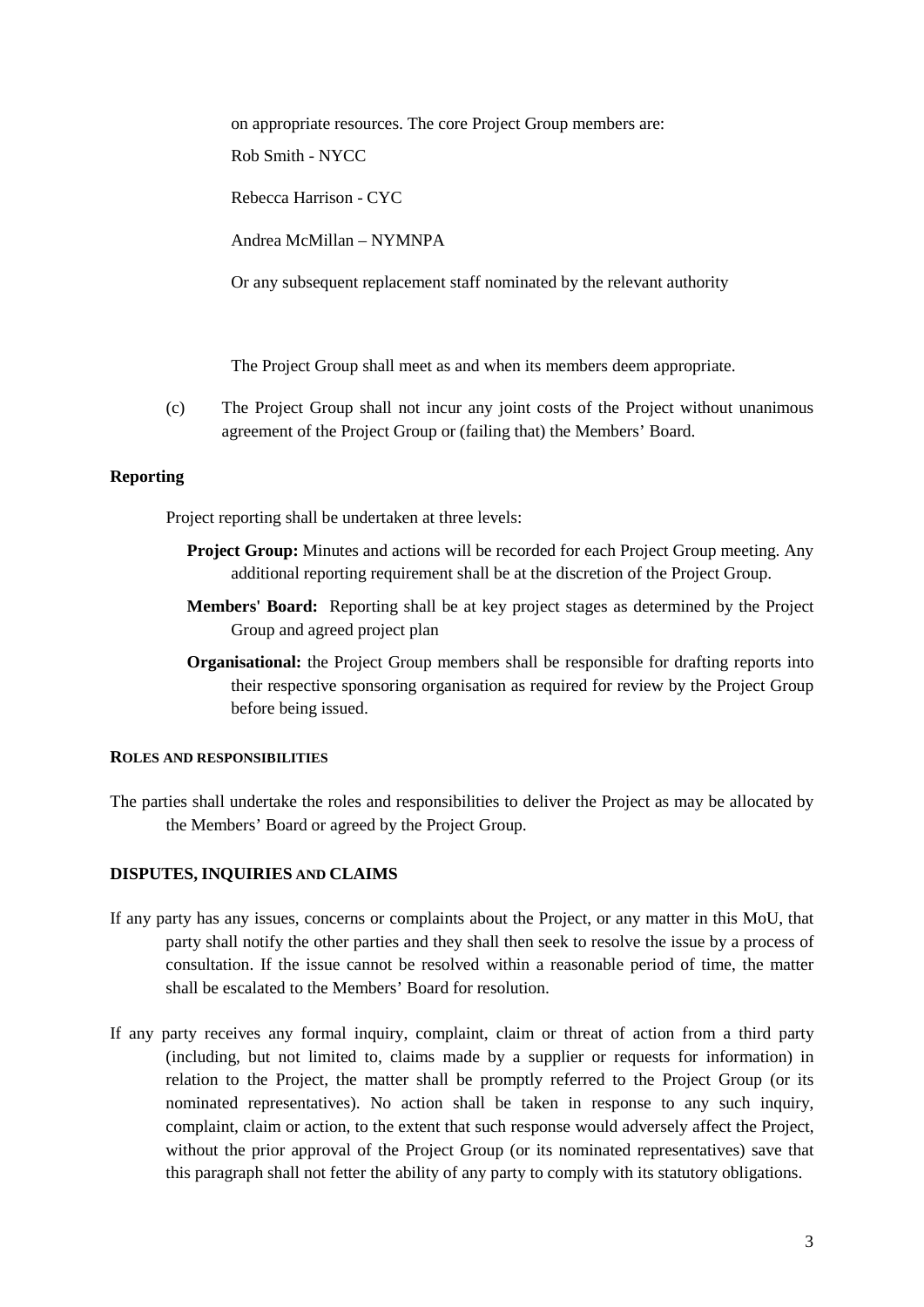on appropriate resources. The core Project Group members are:

Rob Smith - NYCC

Rebecca Harrison - CYC

Andrea McMillan – NYMNPA

Or any subsequent replacement staff nominated by the relevant authority

The Project Group shall meet as and when its members deem appropriate.

(c) The Project Group shall not incur any joint costs of the Project without unanimous agreement of the Project Group or (failing that) the Members' Board.

**Reporting**

Project reporting shall be undertaken at three levels:

**Project Group:** Minutes and actions will be recorded for each Project Group meeting. Any additional reporting requirement shall be at the discretion of the Project Group.

**Members' Board:** Reporting shall be at key project stages as determined by the Project Group and agreed project plan

**Organisational:** the Project Group members shall be responsible for drafting reports into their respective sponsoring organisation as required for review by the Project Group before being issued.

**ROLES AND RESPONSIBILITIES**

The parties shall undertake the roles and responsibilities to deliver the Project as may be allocated by the Members' Board or agreed by the Project Group.

**DISPUTES, INQUIRIES AND CLAIMS**

If any party has any issues, concerns or complaints about the Project, or any matter in this MoU, that party shall notify the other parties and they shall then seek to resolve the issue by a process of consultation. If the issue cannot be resolved within a reasonable period of time, the matter shall be escalated to the Members' Board for resolution.

If any party receives any formal inquiry, complaint, claim or threat of action from a third party (including, but not limited to, claims made by a supplier or requests for information) in relation to the Project, the matter shall be promptly referred to the Project Group (or its nominated representatives). No action shall be taken in response to any such inquiry, complaint, claim or action, to the extent that such response would adversely affect the Project, without the prior approval of the Project Group (or its nominated representatives) save that this paragraph shall not fetter the ability of any party to comply with its statutory obligations.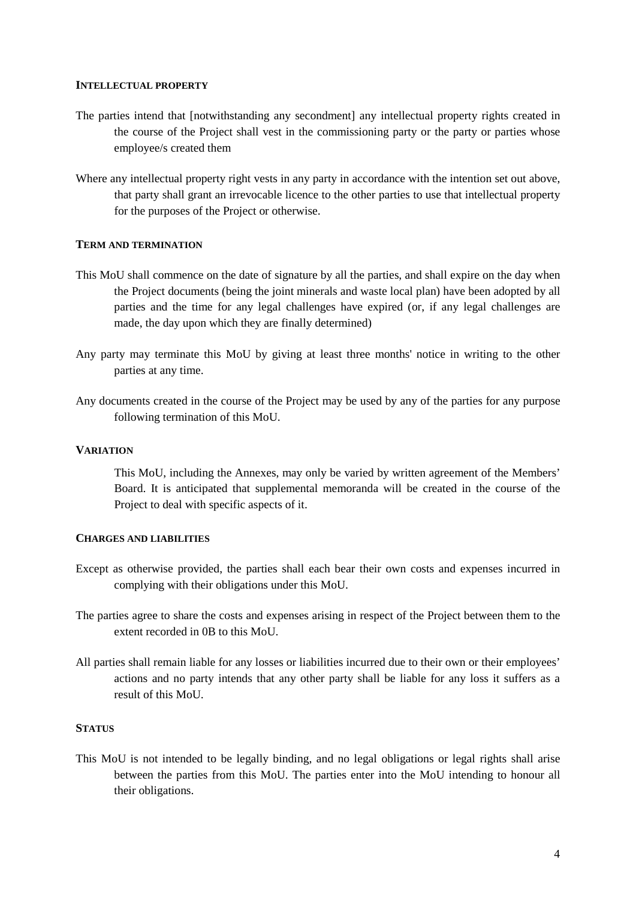### INTELLECTUAL PROPERTY

The parties intend that [notwithstanding any secondment] any intellectual property rights created in the course of the Project shall vest in the commissioning party or the party or parties whose employee/s created them

Where any intellectual property right vests in any party in accordance with the intention set out above, that party shall grant an irrevocable licence to the other parties to use that intellectual property for the purposes of the Project or otherwise.

### TERM AND TERMINATION

This MoU shall commence on the date of signature by all the parties, and shall expire on the day when the Project documents (being the joint minerals and waste local plan) have been adopted by all parties and the time for any legal challenges have expired (or, if any legal challenges are made, the day upon which they are finally determined)

Any party may terminate this MoU by giving at least three months' notice in writing to the other parties at any time.

Any documents created in the course of the Project may be used by any of the parties for any purpose following termination of this MoU.

### VARIATION

This MoU, including the Annexes, may only be varied by written agreement of the Members' Board. It is anticipated that supplemental memoranda will be created in the course of the Project to deal with specific aspects of it.

### CHARGES AND LIABILITIES

Except as otherwise provided, the parties shall each bear their own costs and expenses incurred in complying with their obligations under this MoU.

The parties agree to share the costs and expenses arising in respect of the Project between them to the extent recorded in 0B to this MoU.

All parties shall remain liable for any losses or liabilities incurred due to their own or their employees' actions and no party intends that any other party shall be liable for any loss it suffers as a result of this MoU.

### STATUS

This MoU is not intended to be legally binding, and no legal obligations or legal rights shall arise between the parties from this MoU. The parties enter into the MoU intending to honour all their obligations.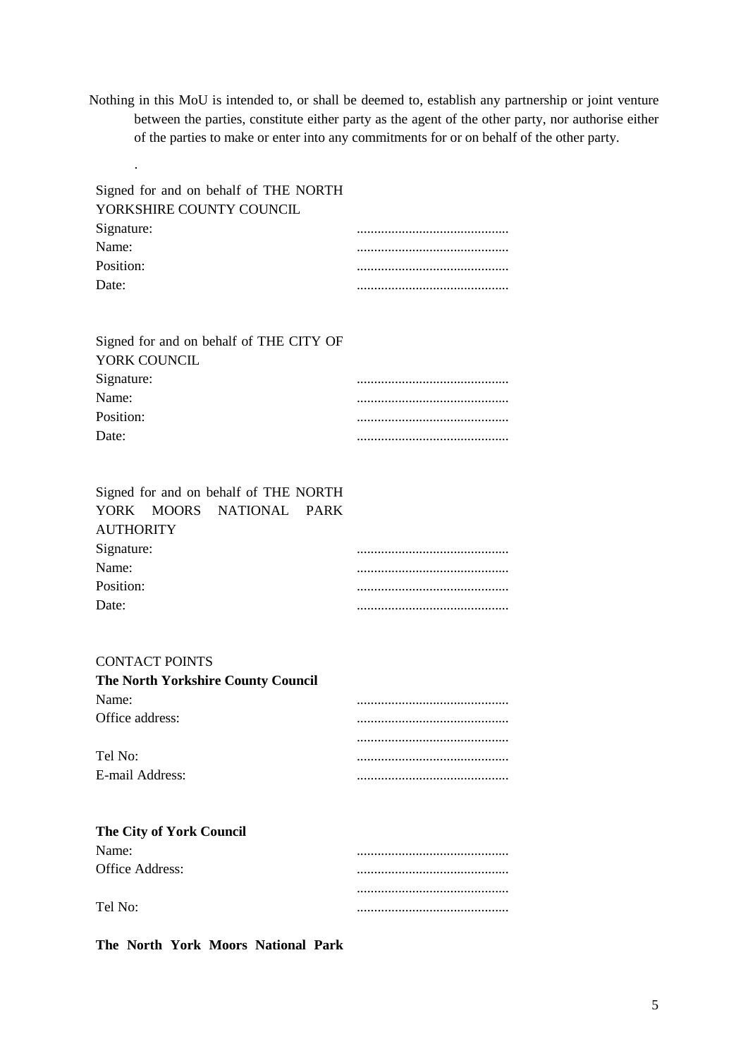Nothing in this MoU is intended to, or shall be deemed to, establish any partnership or joint venture between the parties, constitute either party as the agent of the other party, nor authorise either of the parties to make or enter into any commitments for or on behalf of the other party.

.

Signed for and on behalf of THE NORTH YORKSHIRE COUNTY COUNCIL

Signature: ............................................

Name: ............................................

Position: ............................................

Date: ............................................

Signed for and on behalf of THE CITY OF YORK COUNCIL

Signature: ............................................

Name: ............................................

Position: ............................................

Date: ............................................

Signed for and on behalf of THE NORTH YORK MOORS NATIONAL PARK AUTHORITY

Signature: ............................................

Name: ............................................

Position: ............................................

Date: ............................................

CONTACT POINTS

**The North Yorkshire County Council**

Name: ............................................

Office address: ............................................

............................................

Tel No: ............................................

E-mail Address: ............................................

**The City of York Council**

Name: ............................................

Office Address: ............................................

............................................

Tel No: ............................................

**The North York Moors National Park**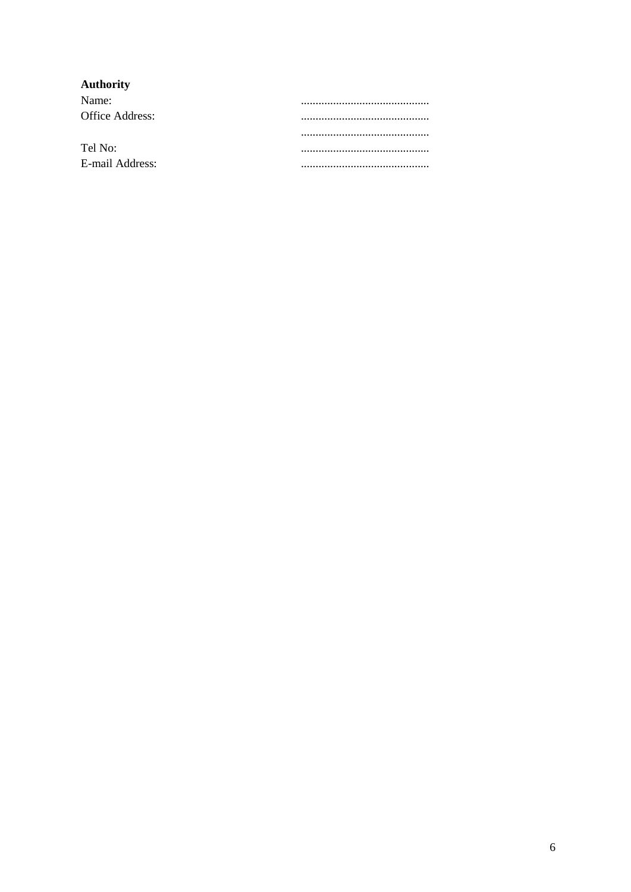**Authority**

| | |
|---|---|
| Name: | ............................................ |
| Office Address: | ............................................ |
| | ............................................ |
| Tel No: | ............................................ |
| E-mail Address: | ............................................ |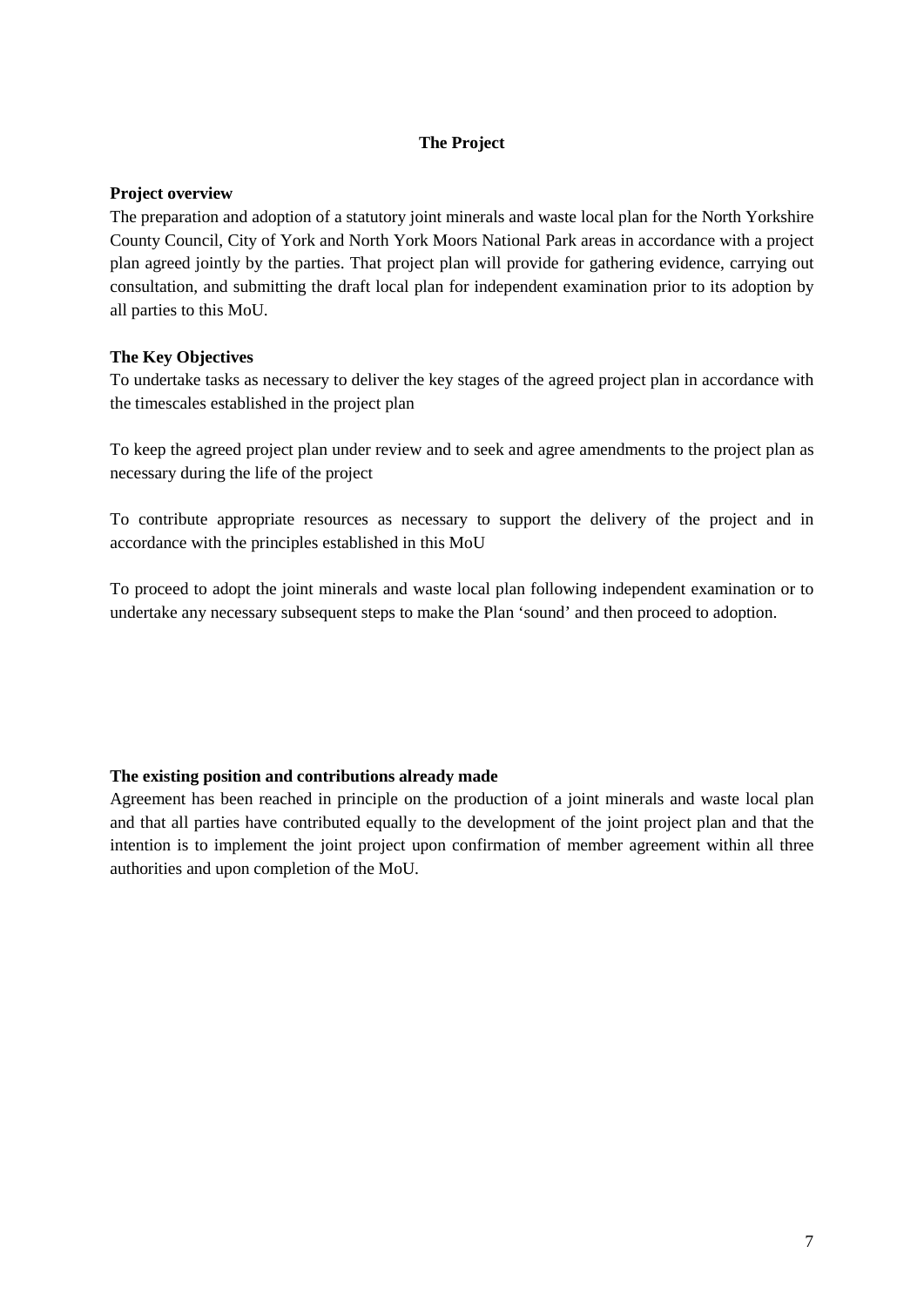## The Project

**Project overview**

The preparation and adoption of a statutory joint minerals and waste local plan for the North Yorkshire County Council, City of York and North York Moors National Park areas in accordance with a project plan agreed jointly by the parties. That project plan will provide for gathering evidence, carrying out consultation, and submitting the draft local plan for independent examination prior to its adoption by all parties to this MoU.

**The Key Objectives**

To undertake tasks as necessary to deliver the key stages of the agreed project plan in accordance with the timescales established in the project plan

To keep the agreed project plan under review and to seek and agree amendments to the project plan as necessary during the life of the project

To contribute appropriate resources as necessary to support the delivery of the project and in accordance with the principles established in this MoU

To proceed to adopt the joint minerals and waste local plan following independent examination or to undertake any necessary subsequent steps to make the Plan 'sound' and then proceed to adoption.

**The existing position and contributions already made**

Agreement has been reached in principle on the production of a joint minerals and waste local plan and that all parties have contributed equally to the development of the joint project plan and that the intention is to implement the joint project upon confirmation of member agreement within all three authorities and upon completion of the MoU.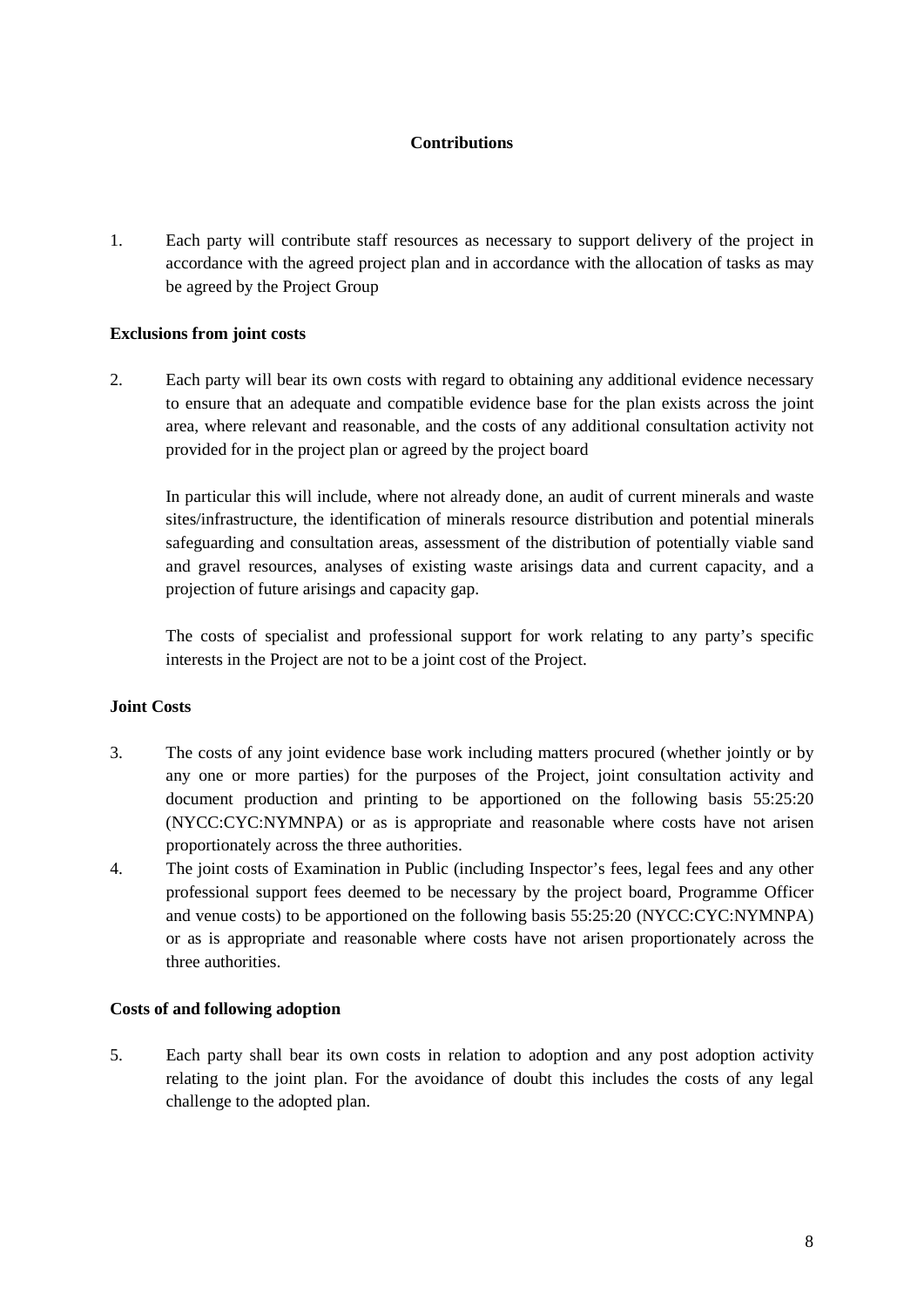## Contributions

1. Each party will contribute staff resources as necessary to support delivery of the project in accordance with the agreed project plan and in accordance with the allocation of tasks as may be agreed by the Project Group

**Exclusions from joint costs**

2. Each party will bear its own costs with regard to obtaining any additional evidence necessary to ensure that an adequate and compatible evidence base for the plan exists across the joint area, where relevant and reasonable, and the costs of any additional consultation activity not provided for in the project plan or agreed by the project board

   In particular this will include, where not already done, an audit of current minerals and waste sites/infrastructure, the identification of minerals resource distribution and potential minerals safeguarding and consultation areas, assessment of the distribution of potentially viable sand and gravel resources, analyses of existing waste arisings data and current capacity, and a projection of future arisings and capacity gap.

   The costs of specialist and professional support for work relating to any party's specific interests in the Project are not to be a joint cost of the Project.

**Joint Costs**

3. The costs of any joint evidence base work including matters procured (whether jointly or by any one or more parties) for the purposes of the Project, joint consultation activity and document production and printing to be apportioned on the following basis 55:25:20 (NYCC:CYC:NYMNPA) or as is appropriate and reasonable where costs have not arisen proportionately across the three authorities.
4. The joint costs of Examination in Public (including Inspector's fees, legal fees and any other professional support fees deemed to be necessary by the project board, Programme Officer and venue costs) to be apportioned on the following basis 55:25:20 (NYCC:CYC:NYMNPA) or as is appropriate and reasonable where costs have not arisen proportionately across the three authorities.

**Costs of and following adoption**

5. Each party shall bear its own costs in relation to adoption and any post adoption activity relating to the joint plan. For the avoidance of doubt this includes the costs of any legal challenge to the adopted plan.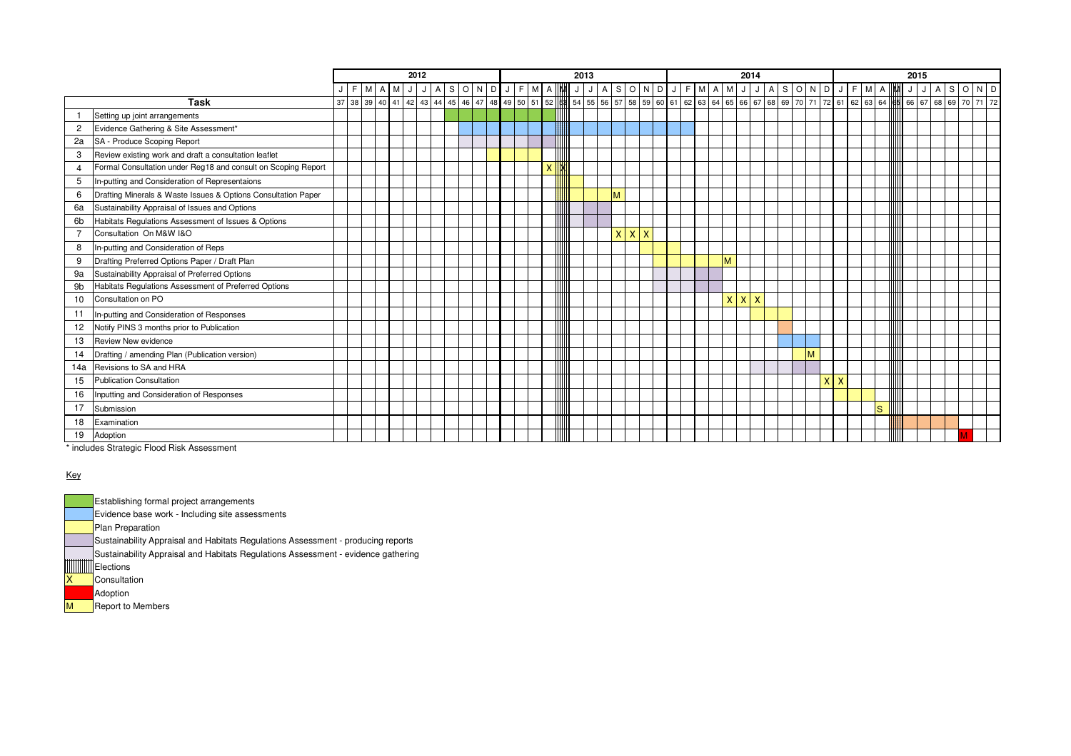2012 2013 2014 2015

J F M A M J J A S O N D J F M A M J J A S O N D J F M A M J J A S O N D J F M A M J J A S O N D

37 38 39 40 41 42 43 44 45 46 47 48 49 50 51 52 53 54 55 56 57 58 59 60 61 62 63 64 65 66 67 68 69 70 71 72 61 62 63 64 65 66 67 68 69 70 71 72

| | Task |
|---|---|
| 1 | Setting up joint arrangements |
| 2 | Evidence Gathering & Site Assessment* |
| 2a | SA - Produce Scoping Report |
| 3 | Review existing work and draft a consultation leaflet |
| 4 | Formal Consultation under Reg18 and consult on Scoping Report |
| 5 | In-putting and Consideration of Representaions |
| 6 | Drafting Minerals & Waste Issues & Options Consultation Paper |
| 6a | Sustainability Appraisal of Issues and Options |
| 6b | Habitats Regulations Assessment of Issues & Options |
| 7 | Consultation On M&W I&O |
| 8 | In-putting and Consideration of Reps |
| 9 | Drafting Preferred Options Paper / Draft Plan |
| 9a | Sustainability Appraisal of Preferred Options |
| 9b | Habitats Regulations Assessment of Preferred Options |
| 10 | Consultation on PO |
| 11 | In-putting and Consideration of Responses |
| 12 | Notify PINS 3 months prior to Publication |
| 13 | Review New evidence |
| 14 | Drafting / amending Plan (Publication version) |
| 14a | Revisions to SA and HRA |
| 15 | Publication Consultation |
| 16 | Inputting and Consideration of Responses |
| 17 | Submission |
| 18 | Examination |
| 19 | Adoption |

X X M X X X M X X X M X X S M

\* includes Strategic Flood Risk Assessment

Key

- Establishing formal project arrangements
- Evidence base work - Including site assessments
- Plan Preparation
- Sustainability Appraisal and Habitats Regulations Assessment - producing reports
- Sustainability Appraisal and Habitats Regulations Assessment - evidence gathering
- Elections
- X Consultation
- Adoption
- M Report to Members